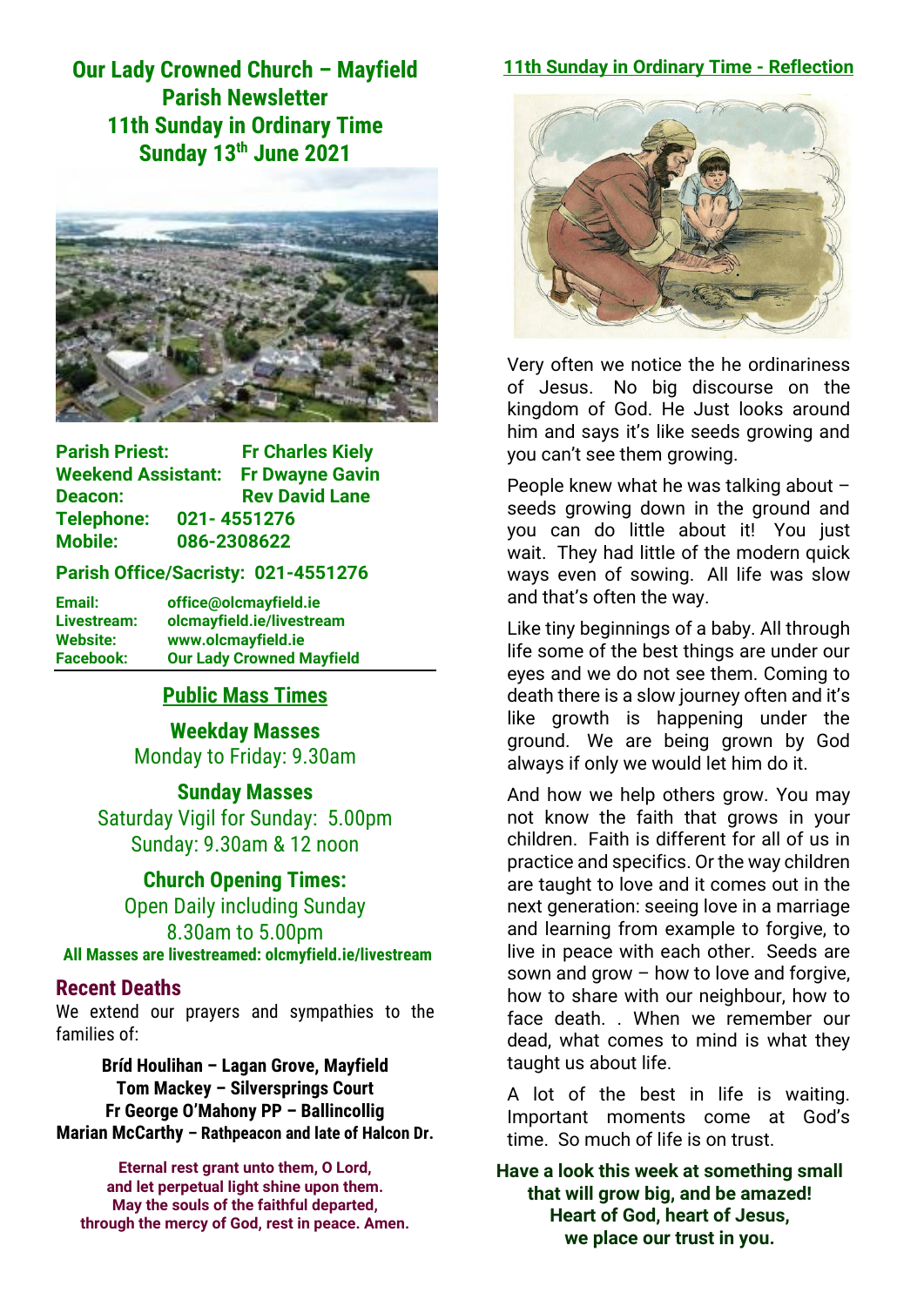# Our Lady Crowned Church – Mayfield
# Parish Newsletter
# 11th Sunday in Ordinary Time
# Sunday 13th June 2021

**Parish Priest:** Fr Charles Kiely
**Weekend Assistant:** Fr Dwayne Gavin
**Deacon:** Rev David Lane
**Telephone:** 021- 4551276
**Mobile:** 086-2308622

**Parish Office/Sacristy: 021-4551276**

**Email:** office@olcmayfield.ie
**Livestream:** olcmayfield.ie/livestream
**Website:** www.olcmayfield.ie
**Facebook:** Our Lady Crowned Mayfield

## Public Mass Times

**Weekday Masses**
Monday to Friday: 9.30am

**Sunday Masses**
Saturday Vigil for Sunday: 5.00pm
Sunday: 9.30am & 12 noon

**Church Opening Times:**
Open Daily including Sunday
8.30am to 5.00pm

**All Masses are livestreamed: olcmyfield.ie/livestream**

## Recent Deaths

We extend our prayers and sympathies to the families of:

**Bríd Houlihan – Lagan Grove, Mayfield**
**Tom Mackey – Silversprings Court**
**Fr George O'Mahony PP – Ballincollig**
**Marian McCarthy – Rathpeacon and late of Halcon Dr.**

**Eternal rest grant unto them, O Lord,
and let perpetual light shine upon them.
May the souls of the faithful departed,
through the mercy of God, rest in peace. Amen.**

## 11th Sunday in Ordinary Time - Reflection

Very often we notice the he ordinariness of Jesus. No big discourse on the kingdom of God. He Just looks around him and says it's like seeds growing and you can't see them growing.

People knew what he was talking about – seeds growing down in the ground and you can do little about it! You just wait. They had little of the modern quick ways even of sowing. All life was slow and that's often the way.

Like tiny beginnings of a baby. All through life some of the best things are under our eyes and we do not see them. Coming to death there is a slow journey often and it's like growth is happening under the ground. We are being grown by God always if only we would let him do it.

And how we help others grow. You may not know the faith that grows in your children. Faith is different for all of us in practice and specifics. Or the way children are taught to love and it comes out in the next generation: seeing love in a marriage and learning from example to forgive, to live in peace with each other. Seeds are sown and grow – how to love and forgive, how to share with our neighbour, how to face death. . When we remember our dead, what comes to mind is what they taught us about life.

A lot of the best in life is waiting. Important moments come at God's time. So much of life is on trust.

**Have a look this week at something small that will grow big, and be amazed!
Heart of God, heart of Jesus,
we place our trust in you.**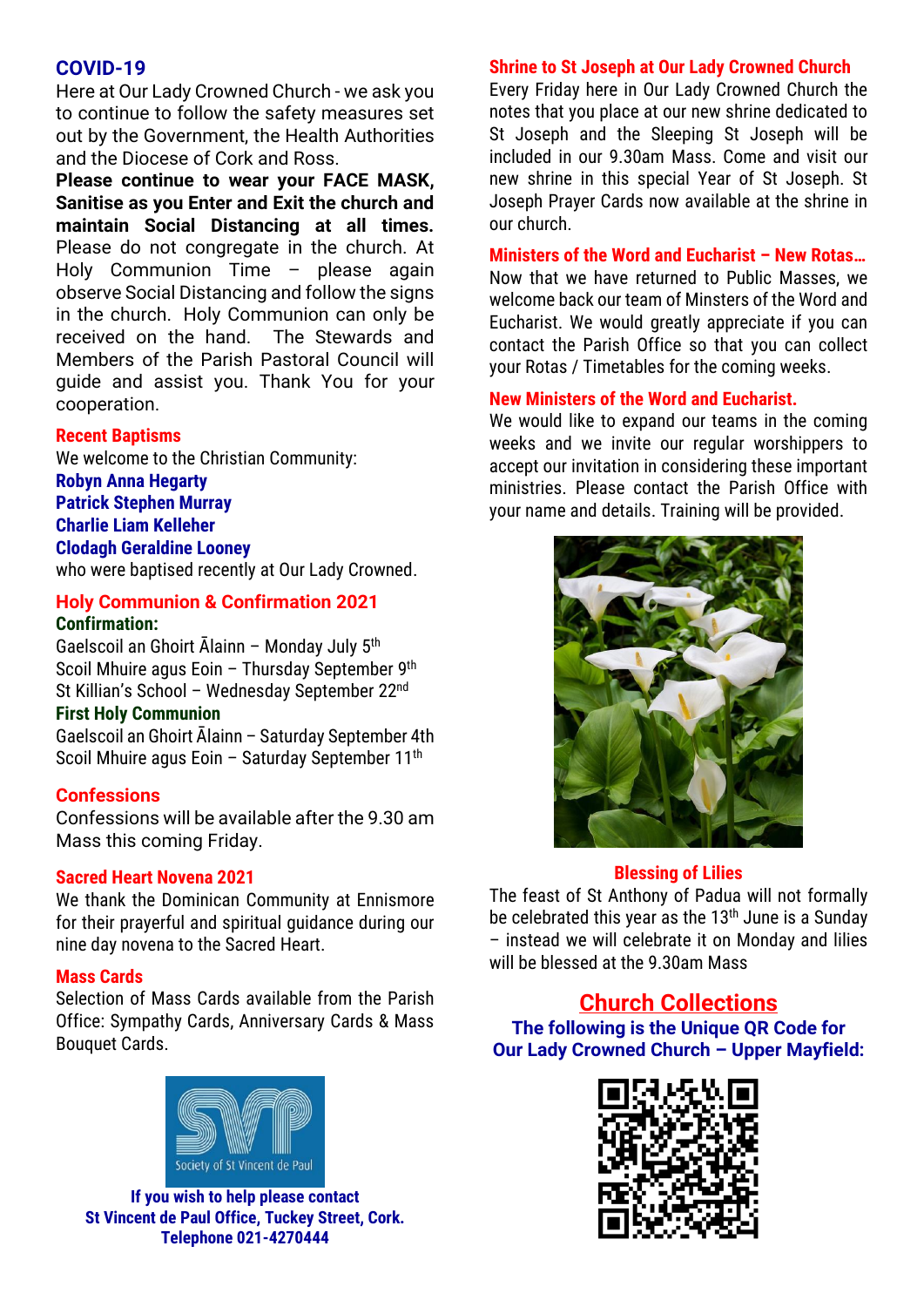## COVID-19

Here at Our Lady Crowned Church - we ask you to continue to follow the safety measures set out by the Government, the Health Authorities and the Diocese of Cork and Ross.

**Please continue to wear your FACE MASK, Sanitise as you Enter and Exit the church and maintain Social Distancing at all times.** Please do not congregate in the church. At Holy Communion Time – please again observe Social Distancing and follow the signs in the church. Holy Communion can only be received on the hand. The Stewards and Members of the Parish Pastoral Council will guide and assist you. Thank You for your cooperation.

### Recent Baptisms

We welcome to the Christian Community:

**Robyn Anna Hegarty**
**Patrick Stephen Murray**
**Charlie Liam Kelleher**
**Clodagh Geraldine Looney**

who were baptised recently at Our Lady Crowned.

### Holy Communion & Confirmation 2021

**Confirmation:**

Gaelscoil an Ghoirt Ālainn – Monday July 5th
Scoil Mhuire agus Eoin – Thursday September 9th
St Killian's School – Wednesday September 22nd

**First Holy Communion**

Gaelscoil an Ghoirt Ālainn – Saturday September 4th
Scoil Mhuire agus Eoin – Saturday September 11th

### Confessions

Confessions will be available after the 9.30 am Mass this coming Friday.

### Sacred Heart Novena 2021

We thank the Dominican Community at Ennismore for their prayerful and spiritual guidance during our nine day novena to the Sacred Heart.

### Mass Cards

Selection of Mass Cards available from the Parish Office: Sympathy Cards, Anniversary Cards & Mass Bouquet Cards.

Society of St Vincent de Paul

**If you wish to help please contact**
**St Vincent de Paul Office, Tuckey Street, Cork.**
**Telephone 021-4270444**

### Shrine to St Joseph at Our Lady Crowned Church

Every Friday here in Our Lady Crowned Church the notes that you place at our new shrine dedicated to St Joseph and the Sleeping St Joseph will be included in our 9.30am Mass. Come and visit our new shrine in this special Year of St Joseph. St Joseph Prayer Cards now available at the shrine in our church.

### Ministers of the Word and Eucharist – New Rotas…

Now that we have returned to Public Masses, we welcome back our team of Minsters of the Word and Eucharist. We would greatly appreciate if you can contact the Parish Office so that you can collect your Rotas / Timetables for the coming weeks.

### New Ministers of the Word and Eucharist.

We would like to expand our teams in the coming weeks and we invite our regular worshippers to accept our invitation in considering these important ministries. Please contact the Parish Office with your name and details. Training will be provided.

### Blessing of Lilies

The feast of St Anthony of Padua will not formally be celebrated this year as the 13th June is a Sunday – instead we will celebrate it on Monday and lilies will be blessed at the 9.30am Mass

## Church Collections

**The following is the Unique QR Code for Our Lady Crowned Church – Upper Mayfield:**